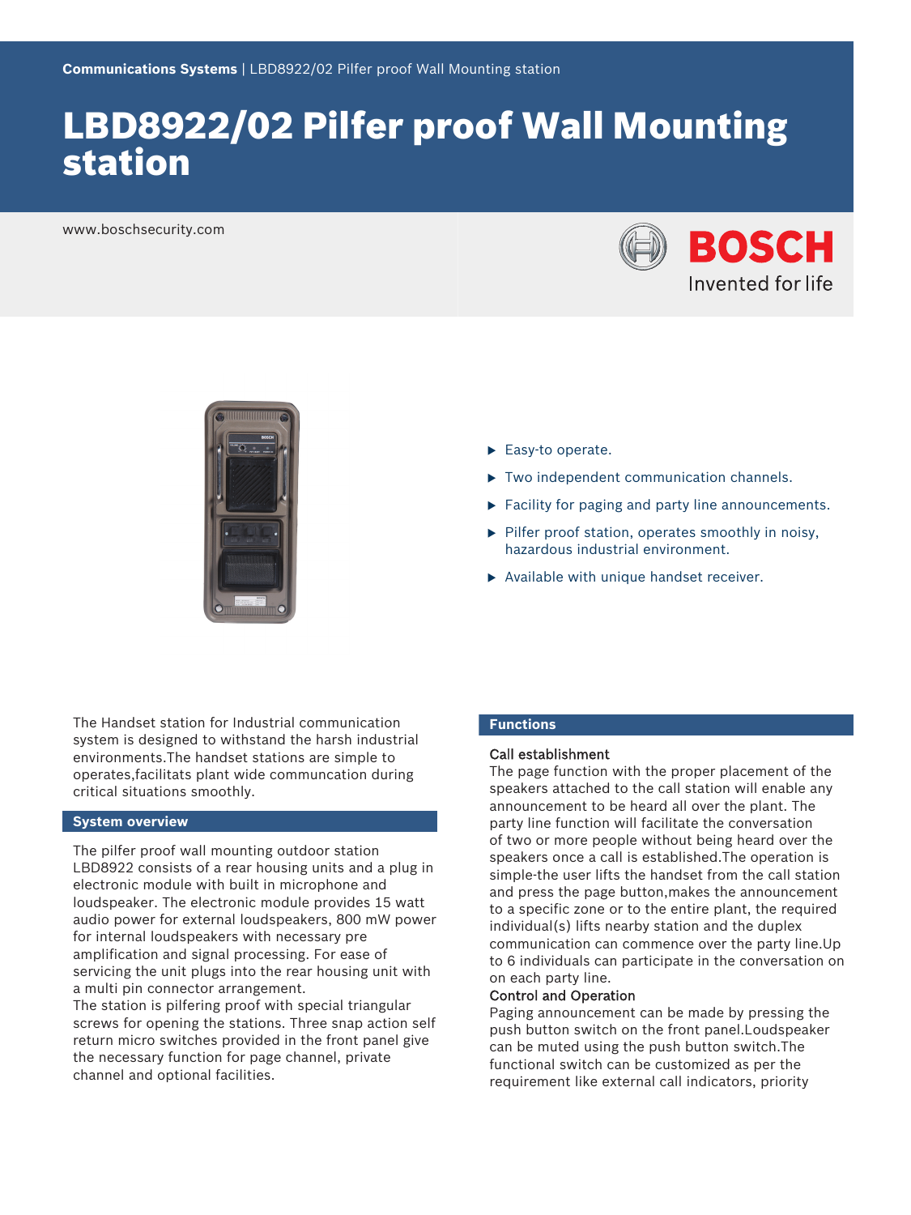**Communications Systems** | LBD8922/02 Pilfer proof Wall Mounting station

# LBD8922/02 Pilfer proof Wall Mounting station

www.boschsecurity.com

- Easy-to operate.
- Two independent communication channels.
- Facility for paging and party line announcements.
- Pilfer proof station, operates smoothly in noisy, hazardous industrial environment.
- Available with unique handset receiver.

The Handset station for Industrial communication system is designed to withstand the harsh industrial environments.The handset stations are simple to operates,facilitats plant wide communcation during critical situations smoothly.

## System overview

The pilfer proof wall mounting outdoor station LBD8922 consists of a rear housing units and a plug in electronic module with built in microphone and loudspeaker. The electronic module provides 15 watt audio power for external loudspeakers, 800 mW power for internal loudspeakers with necessary pre amplification and signal processing. For ease of servicing the unit plugs into the rear housing unit with a multi pin connector arrangement.

The station is pilfering proof with special triangular screws for opening the stations. Three snap action self return micro switches provided in the front panel give the necessary function for page channel, private channel and optional facilities.

## Functions

### Call establishment

The page function with the proper placement of the speakers attached to the call station will enable any announcement to be heard all over the plant. The party line function will facilitate the conversation of two or more people without being heard over the speakers once a call is established.The operation is simple-the user lifts the handset from the call station and press the page button,makes the announcement to a specific zone or to the entire plant, the required individual(s) lifts nearby station and the duplex communication can commence over the party line.Up to 6 individuals can participate in the conversation on on each party line.

### Control and Operation

Paging announcement can be made by pressing the push button switch on the front panel.Loudspeaker can be muted using the push button switch.The functional switch can be customized as per the requirement like external call indicators, priority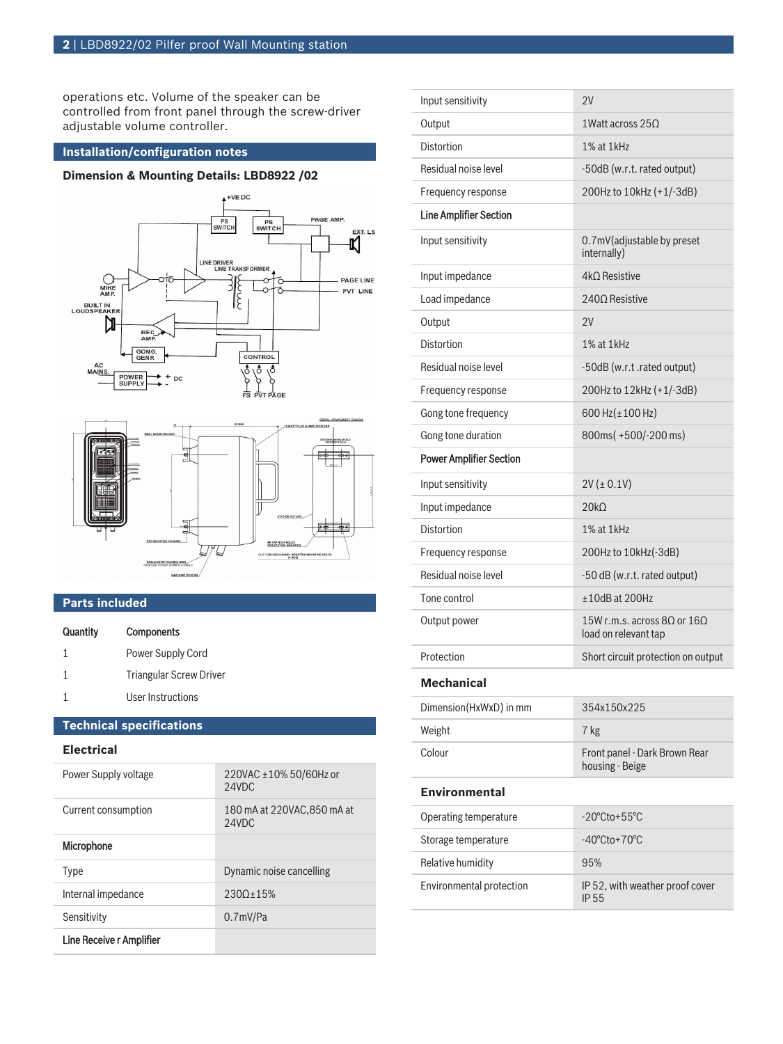operations etc. Volume of the speaker can be controlled from front panel through the screw-driver adjustable volume controller.

## Installation/configuration notes

**Dimension & Mounting Details: LBD8922 /02**

## Parts included

| Quantity | Components |
|---|---|
| 1 | Power Supply Cord |
| 1 | Triangular Screw Driver |
| 1 | User Instructions |

## Technical specifications

### Electrical

| | |
|---|---|
| Power Supply voltage | 220VAC ±10% 50/60Hz or 24VDC |
| Current consumption | 180 mA at 220VAC,850 mA at 24VDC |
| **Microphone** | |
| Type | Dynamic noise cancelling |
| Internal impedance | 230Ω±15% |
| Sensitivity | 0.7mV/Pa |
| **Line Receive r Amplifier** | |
| Input sensitivity | 2V |
| Output | 1Watt across 25Ω |
| Distortion | 1% at 1kHz |
| Residual noise level | -50dB (w.r.t. rated output) |
| Frequency response | 200Hz to 10kHz (+1/-3dB) |
| **Line Amplifier Section** | |
| Input sensitivity | 0.7mV(adjustable by preset internally) |
| Input impedance | 4kΩ Resistive |
| Load impedance | 240Ω Resistive |
| Output | 2V |
| Distortion | 1% at 1kHz |
| Residual noise level | -50dB (w.r.t .rated output) |
| Frequency response | 200Hz to 12kHz (+1/-3dB) |
| Gong tone frequency | 600 Hz(±100 Hz) |
| Gong tone duration | 800ms( +500/-200 ms) |
| **Power Amplifier Section** | |
| Input sensitivity | 2V (± 0.1V) |
| Input impedance | 20kΩ |
| Distortion | 1% at 1kHz |
| Frequency response | 200Hz to 10kHz(-3dB) |
| Residual noise level | -50 dB (w.r.t. rated output) |
| Tone control | ±10dB at 200Hz |
| Output power | 15W r.m.s. across 8Ω or 16Ω load on relevant tap |
| Protection | Short circuit protection on output |

### Mechanical

| | |
|---|---|
| Dimension(HxWxD) in mm | 354x150x225 |
| Weight | 7 kg |
| Colour | Front panel - Dark Brown Rear housing - Beige |

### Environmental

| | |
|---|---|
| Operating temperature | -20°Cto+55°C |
| Storage temperature | -40°Cto+70°C |
| Relative humidity | 95% |
| Environmental protection | IP 52, with weather proof cover IP 55 |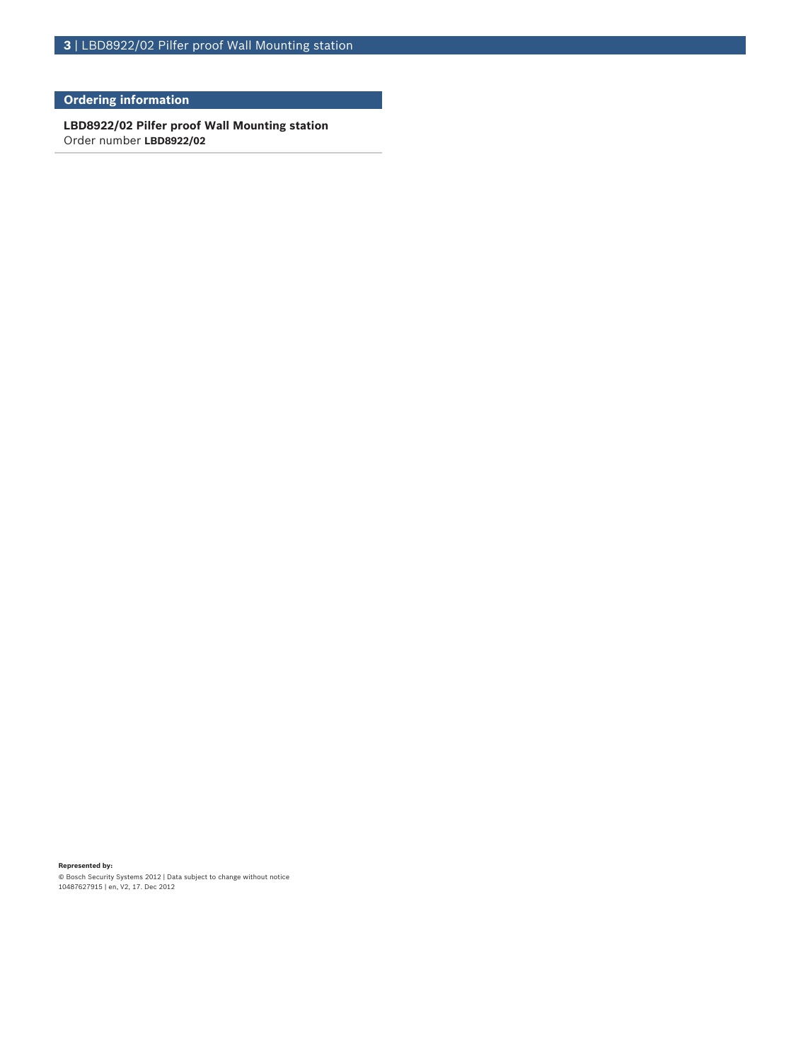## Ordering information

**LBD8922/02 Pilfer proof Wall Mounting station**
Order number **LBD8922/02**

**Represented by:**

© Bosch Security Systems 2012 | Data subject to change without notice
10487627915 | en, V2, 17. Dec 2012